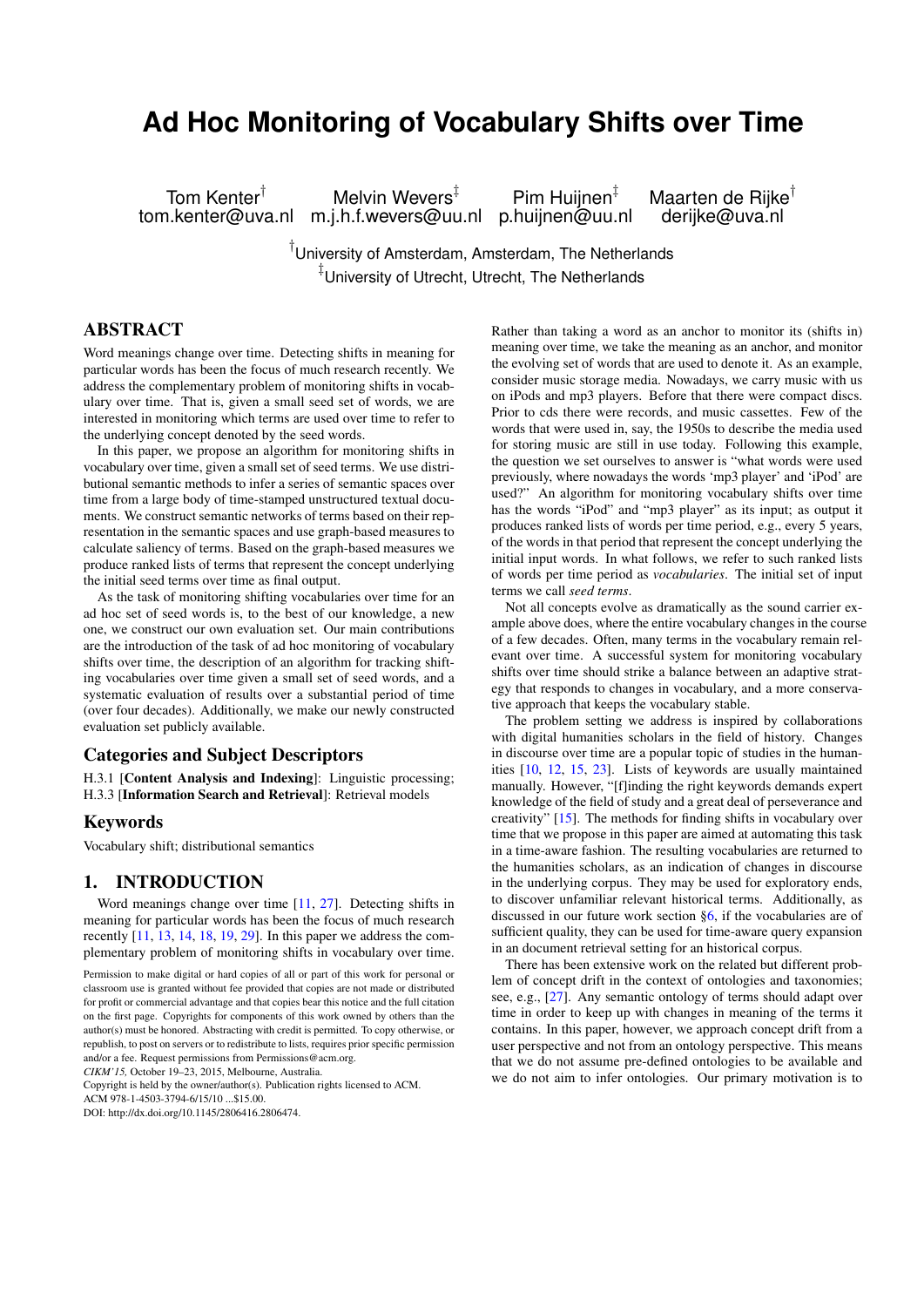// Page 1 of 10 — document 7f46ea08759a

# Ad Hoc Monitoring of Vocabulary Shifts over Time

Tom Kenter[†] tom.kenter@uva.nl
Melvin Wevers[‡] m.j.h.f.wevers@uu.nl
Pim Huijnen[‡] p.huijnen@uu.nl
Maarten de Rijke[†] derijke@uva.nl

[†]University of Amsterdam, Amsterdam, The Netherlands
[‡]University of Utrecht, Utrecht, The Netherlands

## ABSTRACT

Word meanings change over time. Detecting shifts in meaning for particular words has been the focus of much research recently. We address the complementary problem of monitoring shifts in vocabulary over time. That is, given a small seed set of words, we are interested in monitoring which terms are used over time to refer to the underlying concept denoted by the seed words.

In this paper, we propose an algorithm for monitoring shifts in vocabulary over time, given a small set of seed terms. We use distributional semantic methods to infer a series of semantic spaces over time from a large body of time-stamped unstructured textual documents. We construct semantic networks of terms based on their representation in the semantic spaces and use graph-based measures to calculate saliency of terms. Based on the graph-based measures we produce ranked lists of terms that represent the concept underlying the initial seed terms over time as final output.

As the task of monitoring shifting vocabularies over time for an ad hoc set of seed words is, to the best of our knowledge, a new one, we construct our own evaluation set. Our main contributions are the introduction of the task of ad hoc monitoring of vocabulary shifts over time, the description of an algorithm for tracking shifting vocabularies over time given a small set of seed words, and a systematic evaluation of results over a substantial period of time (over four decades). Additionally, we make our newly constructed evaluation set publicly available.

## Categories and Subject Descriptors

H.3.1 [**Content Analysis and Indexing**]: Linguistic processing; H.3.3 [**Information Search and Retrieval**]: Retrieval models

## Keywords

Vocabulary shift; distributional semantics

## 1. INTRODUCTION

Word meanings change over time [11, 27]. Detecting shifts in meaning for particular words has been the focus of much research recently [11, 13, 14, 18, 19, 29]. In this paper we address the complementary problem of monitoring shifts in vocabulary over time.

Rather than taking a word as an anchor to monitor its (shifts in) meaning over time, we take the meaning as an anchor, and monitor the evolving set of words that are used to denote it. As an example, consider music storage media. Nowadays, we carry music with us on iPods and mp3 players. Before that there were compact discs. Prior to cds there were records, and music cassettes. Few of the words that were used in, say, the 1950s to describe the media used for storing music are still in use today. Following this example, the question we set ourselves to answer is "what words were used previously, where nowadays the words 'mp3 player' and 'iPod' are used?" An algorithm for monitoring vocabulary shifts over time has the words "iPod" and "mp3 player" as its input; as output it produces ranked lists of words per time period, e.g., every 5 years, of the words in that period that represent the concept underlying the initial input words. In what follows, we refer to such ranked lists of words per time period as *vocabularies*. The initial set of input terms we call *seed terms*.

Not all concepts evolve as dramatically as the sound carrier example above does, where the entire vocabulary changes in the course of a few decades. Often, many terms in the vocabulary remain relevant over time. A successful system for monitoring vocabulary shifts over time should strike a balance between an adaptive strategy that responds to changes in vocabulary, and a more conservative approach that keeps the vocabulary stable.

The problem setting we address is inspired by collaborations with digital humanities scholars in the field of history. Changes in discourse over time are a popular topic of studies in the humanities [10, 12, 15, 23]. Lists of keywords are usually maintained manually. However, "[f]inding the right keywords demands expert knowledge of the field of study and a great deal of perseverance and creativity" [15]. The methods for finding shifts in vocabulary over time that we propose in this paper are aimed at automating this task in a time-aware fashion. The resulting vocabularies are returned to the humanities scholars, as an indication of changes in discourse in the underlying corpus. They may be used for exploratory ends, to discover unfamiliar relevant historical terms. Additionally, as discussed in our future work section §6, if the vocabularies are of sufficient quality, they can be used for time-aware query expansion in an document retrieval setting for an historical corpus.

There has been extensive work on the related but different problem of concept drift in the context of ontologies and taxonomies; see, e.g., [27]. Any semantic ontology of terms should adapt over time in order to keep up with changes in meaning of the terms it contains. In this paper, however, we approach concept drift from a user perspective and not from an ontology perspective. This means that we do not assume pre-defined ontologies to be available and we do not aim to infer ontologies. Our primary motivation is to

Permission to make digital or hard copies of all or part of this work for personal or classroom use is granted without fee provided that copies are not made or distributed for profit or commercial advantage and that copies bear this notice and the full citation on the first page. Copyrights for components of this work owned by others than the author(s) must be honored. Abstracting with credit is permitted. To copy otherwise, or republish, to post on servers or to redistribute to lists, requires prior specific permission and/or a fee. Request permissions from Permissions@acm.org.
*CIKM'15*, October 19–23, 2015, Melbourne, Australia.
Copyright is held by the owner/author(s). Publication rights licensed to ACM.
ACM 978-1-4503-3794-6/15/10 ...$15.00.
DOI: http://dx.doi.org/10.1145/2806416.2806474.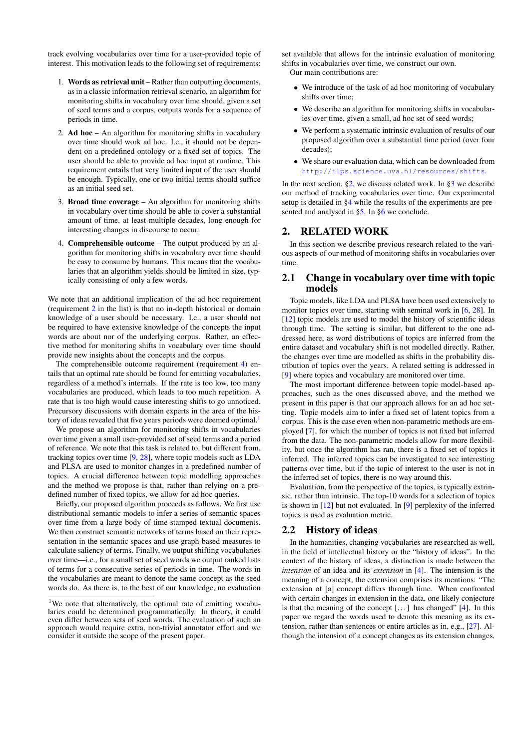track evolving vocabularies over time for a user-provided topic of interest. This motivation leads to the following set of requirements:

1. **Words as retrieval unit** – Rather than outputting documents, as in a classic information retrieval scenario, an algorithm for monitoring shifts in vocabulary over time should, given a set of seed terms and a corpus, outputs words for a sequence of periods in time.
2. **Ad hoc** – An algorithm for monitoring shifts in vocabulary over time should work ad hoc. I.e., it should not be dependent on a predefined ontology or a fixed set of topics. The user should be able to provide ad hoc input at runtime. This requirement entails that very limited input of the user should be enough. Typically, one or two initial terms should suffice as an initial seed set.
3. **Broad time coverage** – An algorithm for monitoring shifts in vocabulary over time should be able to cover a substantial amount of time, at least multiple decades, long enough for interesting changes in discourse to occur.
4. **Comprehensible outcome** – The output produced by an algorithm for monitoring shifts in vocabulary over time should be easy to consume by humans. This means that the vocabularies that an algorithm yields should be limited in size, typically consisting of only a few words.

We note that an additional implication of the ad hoc requirement (requirement 2 in the list) is that no in-depth historical or domain knowledge of a user should be necessary. I.e., a user should not be required to have extensive knowledge of the concepts the input words are about nor of the underlying corpus. Rather, an effective method for monitoring shifts in vocabulary over time should provide new insights about the concepts and the corpus.

The comprehensible outcome requirement (requirement 4) entails that an optimal rate should be found for emitting vocabularies, regardless of a method's internals. If the rate is too low, too many vocabularies are produced, which leads to too much repetition. A rate that is too high would cause interesting shifts to go unnoticed. Precursory discussions with domain experts in the area of the history of ideas revealed that five years periods were deemed optimal.[1]

We propose an algorithm for monitoring shifts in vocabularies over time given a small set of user-provided seed terms and a period of reference. We note that this task is related to, but different from, tracking topics over time [9, 28], where topic models such as LDA and PLSA are used to monitor changes in a predefined number of topics. A crucial difference between topic modelling approaches and the method we propose is that, rather than relying on a predefined number of fixed topics, we allow for ad hoc queries.

Briefly, our proposed algorithm proceeds as follows. We first use distributional semantic models to infer a series of semantic spaces over time from a large body of time-stamped textual documents. We then construct semantic networks of terms based on their representation in the semantic spaces and use graph-based measures to calculate saliency of terms. Finally, we output shifting vocabularies over time—i.e., for a small set of seed words we output ranked lists of terms for a consecutive series of periods in time. The words in the vocabularies are meant to denote the same concept as the seed words do. As there is, to the best of our knowledge, no evaluation set available that allows for the intrinsic evaluation of monitoring shifts in vocabularies over time, we construct our own.

Our main contributions are:

- We introduce of the task of ad hoc monitoring of vocabulary shifts over time;
- We describe an algorithm for monitoring shifts in vocabularies over time, given a small, ad hoc set of seed words;
- We perform a systematic intrinsic evaluation of results of our proposed algorithm over a substantial time period (over four decades);
- We share our evaluation data, which can be downloaded from http://ilps.science.uva.nl/resources/shifts.

In the next section, §2, we discuss related work. In §3 we describe our method of tracking vocabularies over time. Our experimental setup is detailed in §4 while the results of the experiments are presented and analysed in §5. In §6 we conclude.

[1] We note that alternatively, the optimal rate of emitting vocabularies could be determined programmatically. In theory, it could even differ between sets of seed words. The evaluation of such an approach would require extra, non-trivial annotator effort and we consider it outside the scope of the present paper.

## 2. RELATED WORK

In this section we describe previous research related to the various aspects of our method of monitoring shifts in vocabularies over time.

### 2.1 Change in vocabulary over time with topic models

Topic models, like LDA and PLSA have been used extensively to monitor topics over time, starting with seminal work in [6, 28]. In [12] topic models are used to model the history of scientific ideas through time. The setting is similar, but different to the one addressed here, as word distributions of topics are inferred from the entire dataset and vocabulary shift is not modelled directly. Rather, the changes over time are modelled as shifts in the probability distribution of topics over the years. A related setting is addressed in [9] where topics and vocabulary are monitored over time.

The most important difference between topic model-based approaches, such as the ones discussed above, and the method we present in this paper is that our approach allows for an ad hoc setting. Topic models aim to infer a fixed set of latent topics from a corpus. This is the case even when non-parametric methods are employed [7], for which the number of topics is not fixed but inferred from the data. The non-parametric models allow for more flexibility, but once the algorithm has ran, there is a fixed set of topics it inferred. The inferred topics can be investigated to see interesting patterns over time, but if the topic of interest to the user is not in the inferred set of topics, there is no way around this.

Evaluation, from the perspective of the topics, is typically extrinsic, rather than intrinsic. The top-10 words for a selection of topics is shown in [12] but not evaluated. In [9] perplexity of the inferred topics is used as evaluation metric.

### 2.2 History of ideas

In the humanities, changing vocabularies are researched as well, in the field of intellectual history or the "history of ideas". In the context of the history of ideas, a distinction is made between the *intension* of an idea and its *extension* in [4]. The intension is the meaning of a concept, the extension comprises its mentions: "The extension of [a] concept differs through time. When confronted with certain changes in extension in the data, one likely conjecture is that the meaning of the concept [...] has changed" [4]. In this paper we regard the words used to denote this meaning as its extension, rather than sentences or entire articles as in, e.g., [27]. Although the intension of a concept changes as its extension changes,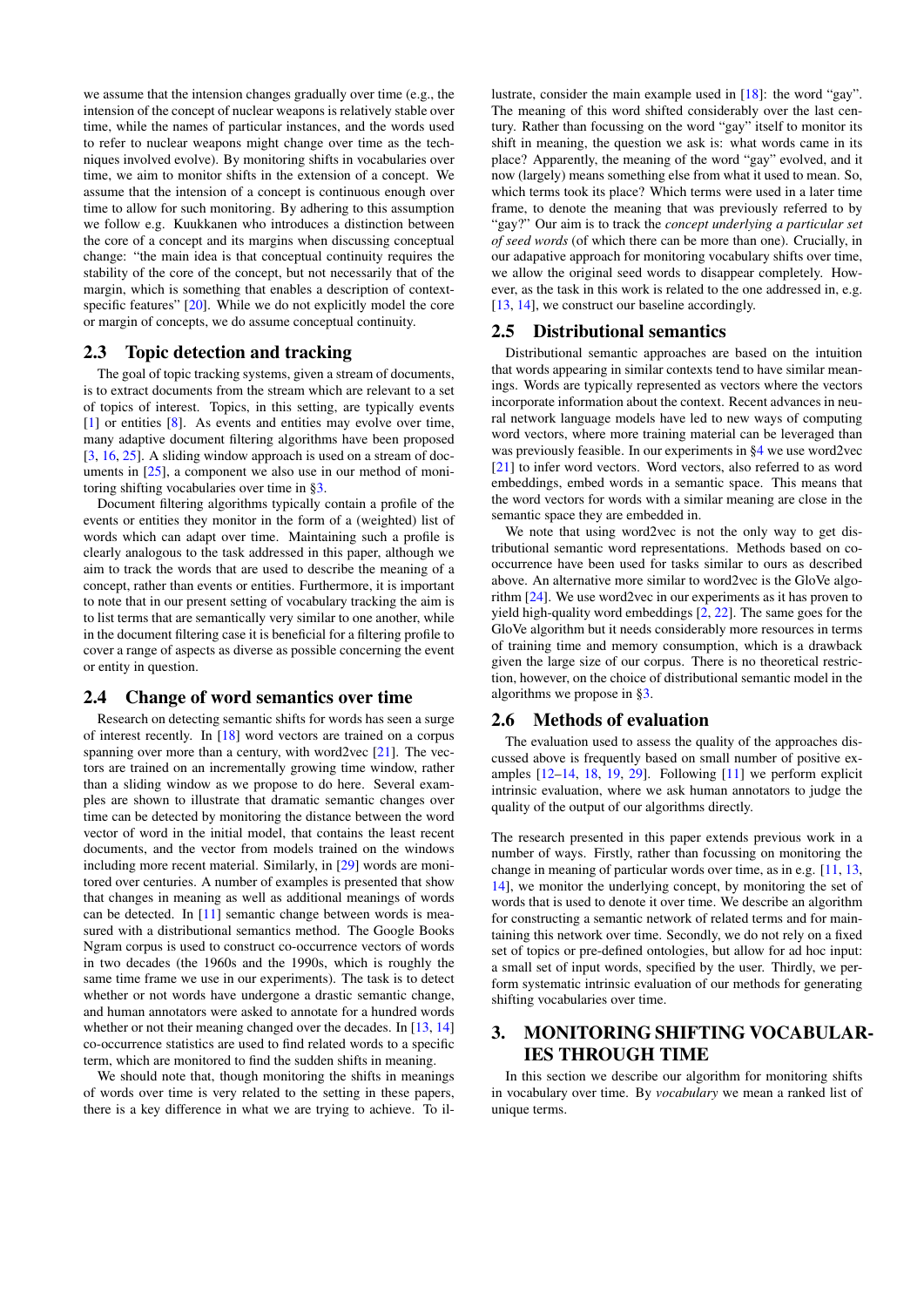we assume that the intension changes gradually over time (e.g., the intension of the concept of nuclear weapons is relatively stable over time, while the names of particular instances, and the words used to refer to nuclear weapons might change over time as the techniques involved evolve). By monitoring shifts in vocabularies over time, we aim to monitor shifts in the extension of a concept. We assume that the intension of a concept is continuous enough over time to allow for such monitoring. By adhering to this assumption we follow e.g. Kuukkanen who introduces a distinction between the core of a concept and its margins when discussing conceptual change: "the main idea is that conceptual continuity requires the stability of the core of the concept, but not necessarily that of the margin, which is something that enables a description of context-specific features" [20]. While we do not explicitly model the core or margin of concepts, we do assume conceptual continuity.

## 2.3 Topic detection and tracking

The goal of topic tracking systems, given a stream of documents, is to extract documents from the stream which are relevant to a set of topics of interest. Topics, in this setting, are typically events [1] or entities [8]. As events and entities may evolve over time, many adaptive document filtering algorithms have been proposed [3, 16, 25]. A sliding window approach is used on a stream of documents in [25], a component we also use in our method of monitoring shifting vocabularies over time in §3.

Document filtering algorithms typically contain a profile of the events or entities they monitor in the form of a (weighted) list of words which can adapt over time. Maintaining such a profile is clearly analogous to the task addressed in this paper, although we aim to track the words that are used to describe the meaning of a concept, rather than events or entities. Furthermore, it is important to note that in our present setting of vocabulary tracking the aim is to list terms that are semantically very similar to one another, while in the document filtering case it is beneficial for a filtering profile to cover a range of aspects as diverse as possible concerning the event or entity in question.

## 2.4 Change of word semantics over time

Research on detecting semantic shifts for words has seen a surge of interest recently. In [18] word vectors are trained on a corpus spanning over more than a century, with word2vec [21]. The vectors are trained on an incrementally growing time window, rather than a sliding window as we propose to do here. Several examples are shown to illustrate that dramatic semantic changes over time can be detected by monitoring the distance between the word vector of word in the initial model, that contains the least recent documents, and the vector from models trained on the windows including more recent material. Similarly, in [29] words are monitored over centuries. A number of examples is presented that show that changes in meaning as well as additional meanings of words can be detected. In [11] semantic change between words is measured with a distributional semantics method. The Google Books Ngram corpus is used to construct co-occurrence vectors of words in two decades (the 1960s and the 1990s, which is roughly the same time frame we use in our experiments). The task is to detect whether or not words have undergone a drastic semantic change, and human annotators were asked to annotate for a hundred words whether or not their meaning changed over the decades. In [13, 14] co-occurrence statistics are used to find related words to a specific term, which are monitored to find the sudden shifts in meaning.

We should note that, though monitoring the shifts in meanings of words over time is very related to the setting in these papers, there is a key difference in what we are trying to achieve. To illustrate, consider the main example used in [18]: the word "gay". The meaning of this word shifted considerably over the last century. Rather than focussing on the word "gay" itself to monitor its shift in meaning, the question we ask is: what words came in its place? Apparently, the meaning of the word "gay" evolved, and it now (largely) means something else from what it used to mean. So, which terms took its place? Which terms were used in a later time frame, to denote the meaning that was previously referred to by "gay?" Our aim is to track the *concept underlying a particular set of seed words* (of which there can be more than one). Crucially, in our adapative approach for monitoring vocabulary shifts over time, we allow the original seed words to disappear completely. However, as the task in this work is related to the one addressed in, e.g. [13, 14], we construct our baseline accordingly.

## 2.5 Distributional semantics

Distributional semantic approaches are based on the intuition that words appearing in similar contexts tend to have similar meanings. Words are typically represented as vectors where the vectors incorporate information about the context. Recent advances in neural network language models have led to new ways of computing word vectors, where more training material can be leveraged than was previously feasible. In our experiments in §4 we use word2vec [21] to infer word vectors. Word vectors, also referred to as word embeddings, embed words in a semantic space. This means that the word vectors for words with a similar meaning are close in the semantic space they are embedded in.

We note that using word2vec is not the only way to get distributional semantic word representations. Methods based on co-occurrence have been used for tasks similar to ours as described above. An alternative more similar to word2vec is the GloVe algorithm [24]. We use word2vec in our experiments as it has proven to yield high-quality word embeddings [2, 22]. The same goes for the GloVe algorithm but it needs considerably more resources in terms of training time and memory consumption, which is a drawback given the large size of our corpus. There is no theoretical restriction, however, on the choice of distributional semantic model in the algorithms we propose in §3.

## 2.6 Methods of evaluation

The evaluation used to assess the quality of the approaches discussed above is frequently based on small number of positive examples [12–14, 18, 19, 29]. Following [11] we perform explicit intrinsic evaluation, where we ask human annotators to judge the quality of the output of our algorithms directly.

The research presented in this paper extends previous work in a number of ways. Firstly, rather than focussing on monitoring the change in meaning of particular words over time, as in e.g. [11, 13, 14], we monitor the underlying concept, by monitoring the set of words that is used to denote it over time. We describe an algorithm for constructing a semantic network of related terms and for maintaining this network over time. Secondly, we do not rely on a fixed set of topics or pre-defined ontologies, but allow for ad hoc input: a small set of input words, specified by the user. Thirdly, we perform systematic intrinsic evaluation of our methods for generating shifting vocabularies over time.

# 3. MONITORING SHIFTING VOCABULARIES THROUGH TIME

In this section we describe our algorithm for monitoring shifts in vocabulary over time. By *vocabulary* we mean a ranked list of unique terms.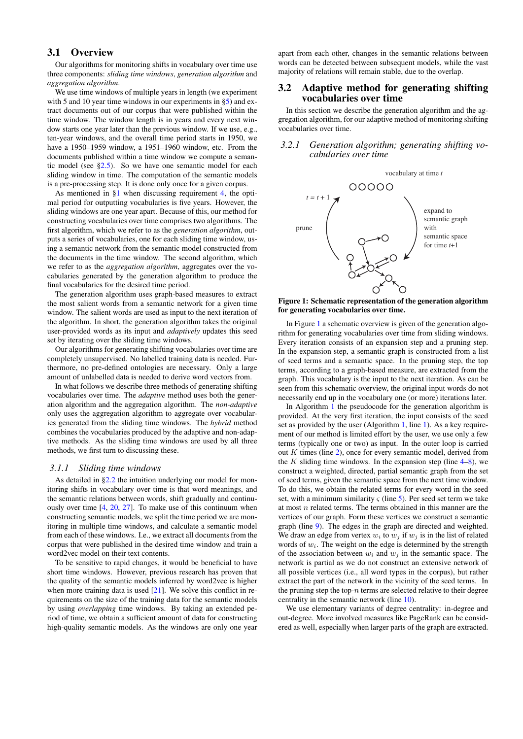## 3.1 Overview

Our algorithms for monitoring shifts in vocabulary over time use three components: *sliding time windows*, *generation algorithm* and *aggregation algorithm*.

We use time windows of multiple years in length (we experiment with 5 and 10 year time windows in our experiments in §5) and extract documents out of our corpus that were published within the time window. The window length is in years and every next window starts one year later than the previous window. If we use, e.g., ten-year windows, and the overall time period starts in 1950, we have a 1950–1959 window, a 1951–1960 window, etc. From the documents published within a time window we compute a semantic model (see §2.5). So we have one semantic model for each sliding window in time. The computation of the semantic models is a pre-processing step. It is done only once for a given corpus.

As mentioned in §1 when discussing requirement 4, the optimal period for outputting vocabularies is five years. However, the sliding windows are one year apart. Because of this, our method for constructing vocabularies over time comprises two algorithms. The first algorithm, which we refer to as the *generation algorithm*, outputs a series of vocabularies, one for each sliding time window, using a semantic network from the semantic model constructed from the documents in the time window. The second algorithm, which we refer to as the *aggregation algorithm*, aggregates over the vocabularies generated by the generation algorithm to produce the final vocabularies for the desired time period.

The generation algorithm uses graph-based measures to extract the most salient words from a semantic network for a given time window. The salient words are used as input to the next iteration of the algorithm. In short, the generation algorithm takes the original user-provided words as its input and *adaptively* updates this seed set by iterating over the sliding time windows.

Our algorithms for generating shifting vocabularies over time are completely unsupervised. No labelled training data is needed. Furthermore, no pre-defined ontologies are necessary. Only a large amount of unlabelled data is needed to derive word vectors from.

In what follows we describe three methods of generating shifting vocabularies over time. The *adaptive* method uses both the generation algorithm and the aggregation algorithm. The *non-adaptive* only uses the aggregation algorithm to aggregate over vocabularies generated from the sliding time windows. The *hybrid* method combines the vocabularies produced by the adaptive and non-adaptive methods. As the sliding time windows are used by all three methods, we first turn to discussing these.

### 3.1.1 Sliding time windows

As detailed in §2.2 the intuition underlying our model for monitoring shifts in vocabulary over time is that word meanings, and the semantic relations between words, shift gradually and continuously over time [4, 20, 27]. To make use of this continuum when constructing semantic models, we split the time period we are monitoring in multiple time windows, and calculate a semantic model from each of these windows. I.e., we extract all documents from the corpus that were published in the desired time window and train a word2vec model on their text contents.

To be sensitive to rapid changes, it would be beneficial to have short time windows. However, previous research has proven that the quality of the semantic models inferred by word2vec is higher when more training data is used [21]. We solve this conflict in requirements on the size of the training data for the semantic models by using *overlapping* time windows. By taking an extended period of time, we obtain a sufficient amount of data for constructing high-quality semantic models. As the windows are only one year apart from each other, changes in the semantic relations between words can be detected between subsequent models, while the vast majority of relations will remain stable, due to the overlap.

## 3.2 Adaptive method for generating shifting vocabularies over time

In this section we describe the generation algorithm and the aggregation algorithm, for our adaptive method of monitoring shifting vocabularies over time.

### 3.2.1 Generation algorithm; generating shifting vocabularies over time

**Figure 1: Schematic representation of the generation algorithm for generating vocabularies over time.**

In Figure 1 a schematic overview is given of the generation algorithm for generating vocabularies over time from sliding windows. Every iteration consists of an expansion step and a pruning step. In the expansion step, a semantic graph is constructed from a list of seed terms and a semantic space. In the pruning step, the top terms, according to a graph-based measure, are extracted from the graph. This vocabulary is the input to the next iteration. As can be seen from this schematic overview, the original input words do not necessarily end up in the vocabulary one (or more) iterations later.

In Algorithm 1 the pseudocode for the generation algorithm is provided. At the very first iteration, the input consists of the seed set as provided by the user (Algorithm 1, line 1). As a key requirement of our method is limited effort by the user, we use only a few terms (typically one or two) as input. In the outer loop is carried out $K$ times (line 2), once for every semantic model, derived from the $K$ sliding time windows. In the expansion step (line 4–8), we construct a weighted, directed, partial semantic graph from the set of seed terms, given the semantic space from the next time window. To do this, we obtain the related terms for every word in the seed set, with a minimum similarity $\varsigma$ (line 5). Per seed set term we take at most $n$ related terms. The terms obtained in this manner are the vertices of our graph. Form these vertices we construct a semantic graph (line 9). The edges in the graph are directed and weighted. We draw an edge from vertex $w_i$ to $w_j$ if $w_j$ is in the list of related words of $w_i$. The weight on the edge is determined by the strength of the association between $w_i$ and $w_j$ in the semantic space. The network is partial as we do not construct an extensive network of all possible vertices (i.e., all word types in the corpus), but rather extract the part of the network in the vicinity of the seed terms. In the pruning step the top-$n$ terms are selected relative to their degree centrality in the semantic network (line 10).

We use elementary variants of degree centrality: in-degree and out-degree. More involved measures like PageRank can be considered as well, especially when larger parts of the graph are extracted.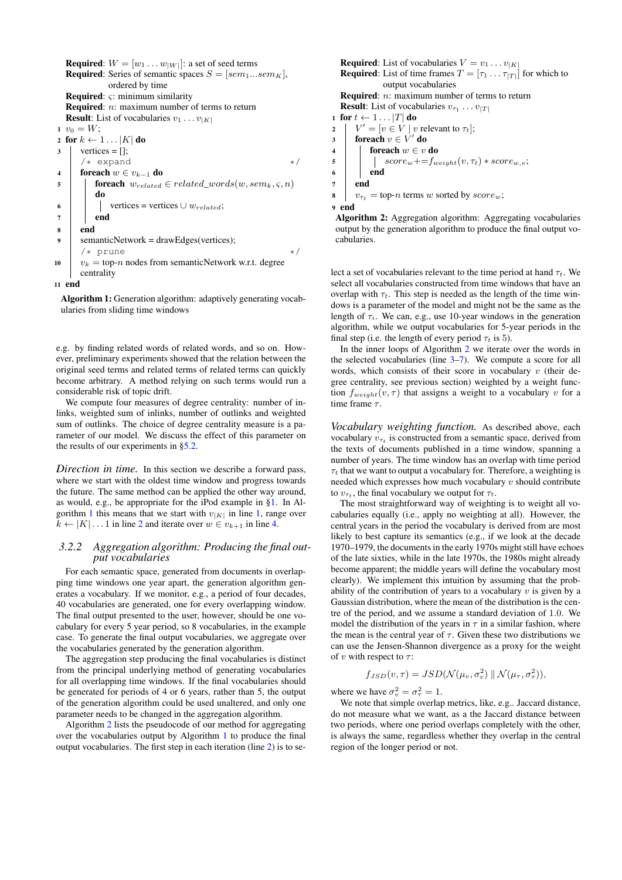```
Required: W = [w_1 ... w_|W|]: a set of seed terms
Required: Series of semantic spaces S = [sem_1...sem_K],
          ordered by time
Required: ς: minimum similarity
Required: n: maximum number of terms to return
Result: List of vocabularies v_1 ... v_|K|
1  v_0 = W;
2  for k ← 1 ... |K| do
3      vertices = [];
       /* expand                                              */
4      foreach w ∈ v_{k-1} do
5          foreach w_related ∈ related_words(w, sem_k, ς, n)
           do
6              vertices = vertices ∪ w_related;
7          end
8      end
9      semanticNetwork = drawEdges(vertices);
       /* prune                                               */
10     v_k = top-n nodes from semanticNetwork w.r.t. degree
       centrality
11 end
```

**Algorithm 1:** Generation algorithm: adaptively generating vocabularies from sliding time windows

e.g. by finding related words of related words, and so on. However, preliminary experiments showed that the relation between the original seed terms and related terms of related terms can quickly become arbitrary. A method relying on such terms would run a considerable risk of topic drift.

We compute four measures of degree centrality: number of inlinks, weighted sum of inlinks, number of outlinks and weighted sum of outlinks. The choice of degree centrality measure is a parameter of our model. We discuss the effect of this parameter on the results of our experiments in §5.2.

*Direction in time.* In this section we describe a forward pass, where we start with the oldest time window and progress towards the future. The same method can be applied the other way around, as would, e.g., be appropriate for the iPod example in §1. In Algorithm 1 this means that we start with $v_{|K|}$ in line 1, range over $k \leftarrow |K| \ldots 1$ in line 2 and iterate over $w \in v_{k+1}$ in line 4.

### 3.2.2 Aggregation algorithm: Producing the final output vocabularies

For each semantic space, generated from documents in overlapping time windows one year apart, the generation algorithm generates a vocabulary. If we monitor, e.g., a period of four decades, 40 vocabularies are generated, one for every overlapping window. The final output presented to the user, however, should be one vocabulary for every 5 year period, so 8 vocabularies, in the example case. To generate the final output vocabularies, we aggregate over the vocabularies generated by the generation algorithm.

The aggregation step producing the final vocabularies is distinct from the principal underlying method of generating vocabularies for all overlapping time windows. If the final vocabularies should be generated for periods of 4 or 6 years, rather than 5, the output of the generation algorithm could be used unaltered, and only one parameter needs to be changed in the aggregation algorithm.

Algorithm 2 lists the pseudocode of our method for aggregating over the vocabularies output by Algorithm 1 to produce the final output vocabularies. The first step in each iteration (line 2) is to select a set of vocabularies relevant to the time period at hand $\tau_t$. We select all vocabularies constructed from time windows that have an overlap with $\tau_t$. This step is needed as the length of the time windows is a parameter of the model and might not be the same as the length of $\tau_i$. We can, e.g., use 10-year windows in the generation algorithm, while we output vocabularies for 5-year periods in the final step (i.e. the length of every period $\tau_t$ is 5).

```
Required: List of vocabularies V = v_1 ... v_|K|
Required: List of time frames T = [τ_1 ... τ_|T|] for which to
          output vocabularies
Required: n: maximum number of terms to return
Result: List of vocabularies v_τ1 ... v_|T|
1  for t ← 1 ... |T| do
2      V' = [v ∈ V | v relevant to τ_t];
3      foreach v ∈ V' do
4          foreach w ∈ v do
5              score_w += f_weight(v, τ_t) * score_{w,v};
6          end
7      end
8      v_τt = top-n terms w sorted by score_w;
9  end
```

**Algorithm 2:** Aggregation algorithm: Aggregating vocabularies output by the generation algorithm to produce the final output vocabularies.

In the inner loops of Algorithm 2 we iterate over the words in the selected vocabularies (line 3–7). We compute a score for all words, which consists of their score in vocabulary $v$ (their degree centrality, see previous section) weighted by a weight function $f_{weight}(v, \tau)$ that assigns a weight to a vocabulary $v$ for a time frame $\tau$.

*Vocabulary weighting function.* As described above, each vocabulary $v_{\tau_t}$ is constructed from a semantic space, derived from the texts of documents published in a time window, spanning a number of years. The time window has an overlap with time period $\tau_t$ that we want to output a vocabulary for. Therefore, a weighting is needed which expresses how much vocabulary $v$ should contribute to $v_{\tau_t}$, the final vocabulary we output for $\tau_t$.

The most straightforward way of weighting is to weight all vocabularies equally (i.e., apply no weighting at all). However, the central years in the period the vocabulary is derived from are most likely to best capture its semantics (e.g., if we look at the decade 1970–1979, the documents in the early 1970s might still have echoes of the late sixties, while in the late 1970s, the 1980s might already become apparent; the middle years will define the vocabulary most clearly). We implement this intuition by assuming that the probability of the contribution of years to a vocabulary $v$ is given by a Gaussian distribution, where the mean of the distribution is the centre of the period, and we assume a standard deviation of 1.0. We model the distribution of the years in $\tau$ in a similar fashion, where the mean is the central year of $\tau$. Given these two distributions we can use the Jensen-Shannon divergence as a proxy for the weight of $v$ with respect to $\tau$:

$$f_{JSD}(v, \tau) = JSD(\mathcal{N}(\mu_v, \sigma_v^2) \parallel \mathcal{N}(\mu_\tau, \sigma_\tau^2)),$$

where we have $\sigma_v^2 = \sigma_\tau^2 = 1$.

We note that simple overlap metrics, like, e.g.. Jaccard distance, do not measure what we want, as a the Jaccard distance between two periods, where one period overlaps completely with the other, is always the same, regardless whether they overlap in the central region of the longer period or not.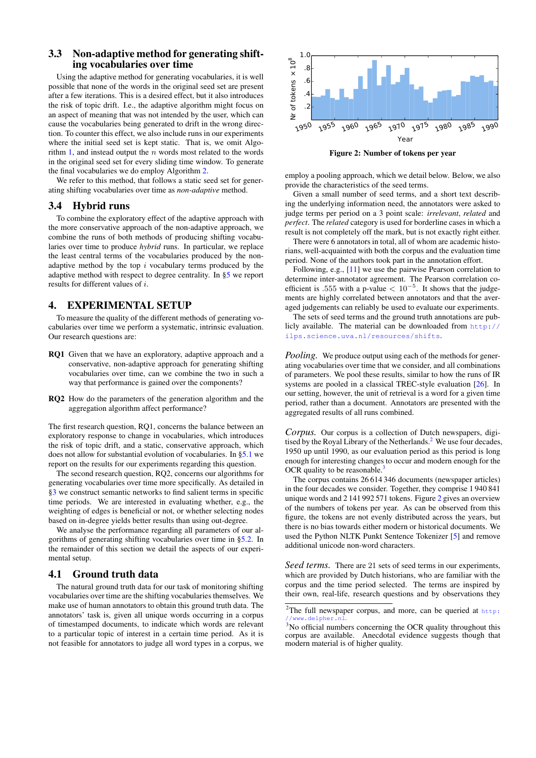### 3.3 Non-adaptive method for generating shifting vocabularies over time

Using the adaptive method for generating vocabularies, it is well possible that none of the words in the original seed set are present after a few iterations. This is a desired effect, but it also introduces the risk of topic drift. I.e., the adaptive algorithm might focus on an aspect of meaning that was not intended by the user, which can cause the vocabularies being generated to drift in the wrong direction. To counter this effect, we also include runs in our experiments where the initial seed set is kept static. That is, we omit Algorithm 1, and instead output the $n$ words most related to the words in the original seed set for every sliding time window. To generate the final vocabularies we do employ Algorithm 2.

We refer to this method, that follows a static seed set for generating shifting vocabularies over time as *non-adaptive* method.

### 3.4 Hybrid runs

To combine the exploratory effect of the adaptive approach with the more conservative approach of the non-adaptive approach, we combine the runs of both methods of producing shifting vocabularies over time to produce *hybrid* runs. In particular, we replace the least central terms of the vocabularies produced by the non-adaptive method by the top $i$ vocabulary terms produced by the adaptive method with respect to degree centrality. In §5 we report results for different values of $i$.

## 4. EXPERIMENTAL SETUP

To measure the quality of the different methods of generating vocabularies over time we perform a systematic, intrinsic evaluation. Our research questions are:

**RQ1** Given that we have an exploratory, adaptive approach and a conservative, non-adaptive approach for generating shifting vocabularies over time, can we combine the two in such a way that performance is gained over the components?

**RQ2** How do the parameters of the generation algorithm and the aggregation algorithm affect performance?

The first research question, RQ1, concerns the balance between an exploratory response to change in vocabularies, which introduces the risk of topic drift, and a static, conservative approach, which does not allow for substantial evolution of vocabularies. In §5.1 we report on the results for our experiments regarding this question.

The second research question, RQ2, concerns our algorithms for generating vocabularies over time more specifically. As detailed in §3 we construct semantic networks to find salient terms in specific time periods. We are interested in evaluating whether, e.g., the weighting of edges is beneficial or not, or whether selecting nodes based on in-degree yields better results than using out-degree.

We analyse the performance regarding all parameters of our algorithms of generating shifting vocabularies over time in §5.2. In the remainder of this section we detail the aspects of our experimental setup.

### 4.1 Ground truth data

The natural ground truth data for our task of monitoring shifting vocabularies over time are the shifting vocabularies themselves. We make use of human annotators to obtain this ground truth data. The annotators' task is, given all unique words occurring in a corpus of timestamped documents, to indicate which words are relevant to a particular topic of interest in a certain time period. As it is not feasible for annotators to judge all word types in a corpus, we employ a pooling approach, which we detail below. Below, we also provide the characteristics of the seed terms.

Given a small number of seed terms, and a short text describing the underlying information need, the annotators were asked to judge terms per period on a 3 point scale: *irrelevant*, *related* and *perfect*. The *related* category is used for borderline cases in which a result is not completely off the mark, but is not exactly right either.

There were 6 annotators in total, all of whom are academic historians, well-acquainted with both the corpus and the evaluation time period. None of the authors took part in the annotation effort.

Following, e.g., [11] we use the pairwise Pearson correlation to determine inter-annotator agreement. The Pearson correlation coefficient is .555 with a p-value $< 10^{-5}$. It shows that the judgements are highly correlated between annotators and that the averaged judgements can reliably be used to evaluate our experiments.

The sets of seed terms and the ground truth annotations are publicly available. The material can be downloaded from http://ilps.science.uva.nl/resources/shifts.

*Pooling.* We produce output using each of the methods for generating vocabularies over time that we consider, and all combinations of parameters. We pool these results, similar to how the runs of IR systems are pooled in a classical TREC-style evaluation [26]. In our setting, however, the unit of retrieval is a word for a given time period, rather than a document. Annotators are presented with the aggregated results of all runs combined.

*Corpus.* Our corpus is a collection of Dutch newspapers, digitised by the Royal Library of the Netherlands.[2] We use four decades, 1950 up until 1990, as our evaluation period as this period is long enough for interesting changes to occur and modern enough for the OCR quality to be reasonable.[3]

The corpus contains 26 614 346 documents (newspaper articles) in the four decades we consider. Together, they comprise 1 940 841 unique words and 2 141 992 571 tokens. Figure 2 gives an overview of the numbers of tokens per year. As can be observed from this figure, the tokens are not evenly distributed across the years, but there is no bias towards either modern or historical documents. We used the Python NLTK Punkt Sentence Tokenizer [5] and remove additional unicode non-word characters.

**Figure 2: Number of tokens per year**

*Seed terms.* There are 21 sets of seed terms in our experiments, which are provided by Dutch historians, who are familiar with the corpus and the time period selected. The terms are inspired by their own, real-life, research questions and by observations they

[2] The full newspaper corpus, and more, can be queried at http://www.delpher.nl.

[3] No official numbers concerning the OCR quality throughout this corpus are available. Anecdotal evidence suggests though that modern material is of higher quality.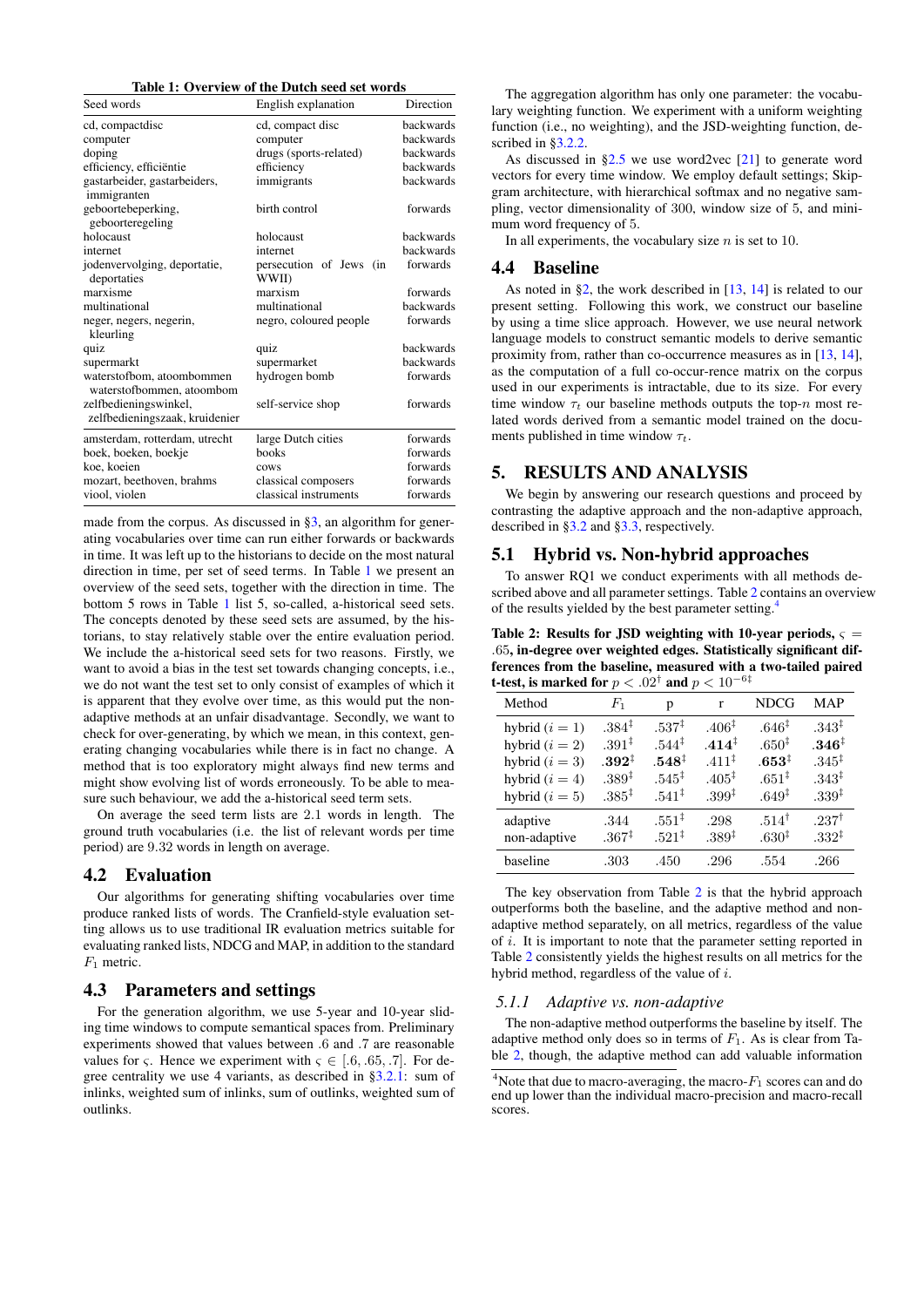**Table 1: Overview of the Dutch seed set words**

| Seed words | English explanation | Direction |
|---|---|---|
| cd, compactdisc | cd, compact disc | backwards |
| computer | computer | backwards |
| doping | drugs (sports-related) | backwards |
| efficiency, efficiëntie | efficiency | backwards |
| gastarbeider, gastarbeiders, immigranten | immigrants | backwards |
| geboortebeperking, geboorteregeling | birth control | forwards |
| holocaust | holocaust | backwards |
| internet | internet | backwards |
| jodenvervolging, deportatie, deportaties | persecution of Jews (in WWII) | forwards |
| marxisme | marxism | forwards |
| multinational | multinational | backwards |
| neger, negers, negerin, kleurling | negro, coloured people | forwards |
| quiz | quiz | backwards |
| supermarkt | supermarket | backwards |
| waterstofbom, atoombommen waterstofbommen, atoombom | hydrogen bomb | forwards |
| zelfbedieningswinkel, zelfbedieningszaak, kruidenier | self-service shop | forwards |
| amsterdam, rotterdam, utrecht | large Dutch cities | forwards |
| boek, boeken, boekje | books | forwards |
| koe, koeien | cows | forwards |
| mozart, beethoven, brahms | classical composers | forwards |
| viool, violen | classical instruments | forwards |

made from the corpus. As discussed in §3, an algorithm for generating vocabularies over time can run either forwards or backwards in time. It was left up to the historians to decide on the most natural direction in time, per set of seed terms. In Table 1 we present an overview of the seed sets, together with the direction in time. The bottom 5 rows in Table 1 list 5, so-called, a-historical seed sets. The concepts denoted by these seed sets are assumed, by the historians, to stay relatively stable over the entire evaluation period. We include the a-historical seed sets for two reasons. Firstly, we want to avoid a bias in the test set towards changing concepts, i.e., we do not want the test set to only consist of examples of which it is apparent that they evolve over time, as this would put the non-adaptive methods at an unfair disadvantage. Secondly, we want to check for over-generating, by which we mean, in this context, generating changing vocabularies while there is in fact no change. A method that is too exploratory might always find new terms and might show evolving list of words erroneously. To be able to measure such behaviour, we add the a-historical seed term sets.

On average the seed term lists are 2.1 words in length. The ground truth vocabularies (i.e. the list of relevant words per time period) are 9.32 words in length on average.

## 4.2 Evaluation

Our algorithms for generating shifting vocabularies over time produce ranked lists of words. The Cranfield-style evaluation setting allows us to use traditional IR evaluation metrics suitable for evaluating ranked lists, NDCG and MAP, in addition to the standard $F_1$ metric.

## 4.3 Parameters and settings

For the generation algorithm, we use 5-year and 10-year sliding time windows to compute semantical spaces from. Preliminary experiments showed that values between .6 and .7 are reasonable values for $\varsigma$. Hence we experiment with $\varsigma \in [.6, .65, .7]$. For degree centrality we use 4 variants, as described in §3.2.1: sum of inlinks, weighted sum of inlinks, sum of outlinks, weighted sum of outlinks.

The aggregation algorithm has only one parameter: the vocabulary weighting function. We experiment with a uniform weighting function (i.e., no weighting), and the JSD-weighting function, described in §3.2.2.

As discussed in §2.5 we use word2vec [21] to generate word vectors for every time window. We employ default settings; Skip-gram architecture, with hierarchical softmax and no negative sampling, vector dimensionality of 300, window size of 5, and minimum word frequency of 5.

In all experiments, the vocabulary size $n$ is set to 10.

## 4.4 Baseline

As noted in §2, the work described in [13, 14] is related to our present setting. Following this work, we construct our baseline by using a time slice approach. However, we use neural network language models to construct semantic models to derive semantic proximity from, rather than co-occurrence measures as in [13, 14], as the computation of a full co-occur-rence matrix on the corpus used in our experiments is intractable, due to its size. For every time window $\tau_t$ our baseline methods outputs the top-$n$ most related words derived from a semantic model trained on the documents published in time window $\tau_t$.

# 5. RESULTS AND ANALYSIS

We begin by answering our research questions and proceed by contrasting the adaptive approach and the non-adaptive approach, described in §3.2 and §3.3, respectively.

## 5.1 Hybrid vs. Non-hybrid approaches

To answer RQ1 we conduct experiments with all methods described above and all parameter settings. Table 2 contains an overview of the results yielded by the best parameter setting.[4]

**Table 2: Results for JSD weighting with 10-year periods, $\varsigma = .65$, in-degree over weighted edges. Statistically significant differences from the baseline, measured with a two-tailed paired t-test, is marked for $p < .02^{\dagger}$ and $p < 10^{-6\ddagger}$**

| Method | $F_1$ | p | r | NDCG | MAP |
|---|---|---|---|---|---|
| hybrid ($i = 1$) | $.384^{\ddagger}$ | $.537^{\ddagger}$ | $.406^{\ddagger}$ | $.646^{\ddagger}$ | $.343^{\ddagger}$ |
| hybrid ($i = 2$) | $.391^{\ddagger}$ | $.544^{\ddagger}$ | $\mathbf{.414}^{\ddagger}$ | $.650^{\ddagger}$ | $\mathbf{.346}^{\ddagger}$ |
| hybrid ($i = 3$) | $\mathbf{.392}^{\ddagger}$ | $\mathbf{.548}^{\ddagger}$ | $.411^{\ddagger}$ | $\mathbf{.653}^{\ddagger}$ | $.345^{\ddagger}$ |
| hybrid ($i = 4$) | $.389^{\ddagger}$ | $.545^{\ddagger}$ | $.405^{\ddagger}$ | $.651^{\ddagger}$ | $.343^{\ddagger}$ |
| hybrid ($i = 5$) | $.385^{\ddagger}$ | $.541^{\ddagger}$ | $.399^{\ddagger}$ | $.649^{\ddagger}$ | $.339^{\ddagger}$ |
| adaptive | .344 | $.551^{\ddagger}$ | .298 | $.514^{\dagger}$ | $.237^{\dagger}$ |
| non-adaptive | $.367^{\ddagger}$ | $.521^{\ddagger}$ | $.389^{\ddagger}$ | $.630^{\ddagger}$ | $.332^{\ddagger}$ |
| baseline | .303 | .450 | .296 | .554 | .266 |

The key observation from Table 2 is that the hybrid approach outperforms both the baseline, and the adaptive method and non-adaptive method separately, on all metrics, regardless of the value of $i$. It is important to note that the parameter setting reported in Table 2 consistently yields the highest results on all metrics for the hybrid method, regardless of the value of $i$.

### 5.1.1 Adaptive vs. non-adaptive

The non-adaptive method outperforms the baseline by itself. The adaptive method only does so in terms of $F_1$. As is clear from Table 2, though, the adaptive method can add valuable information

[4] Note that due to macro-averaging, the macro-$F_1$ scores can and do end up lower than the individual macro-precision and macro-recall scores.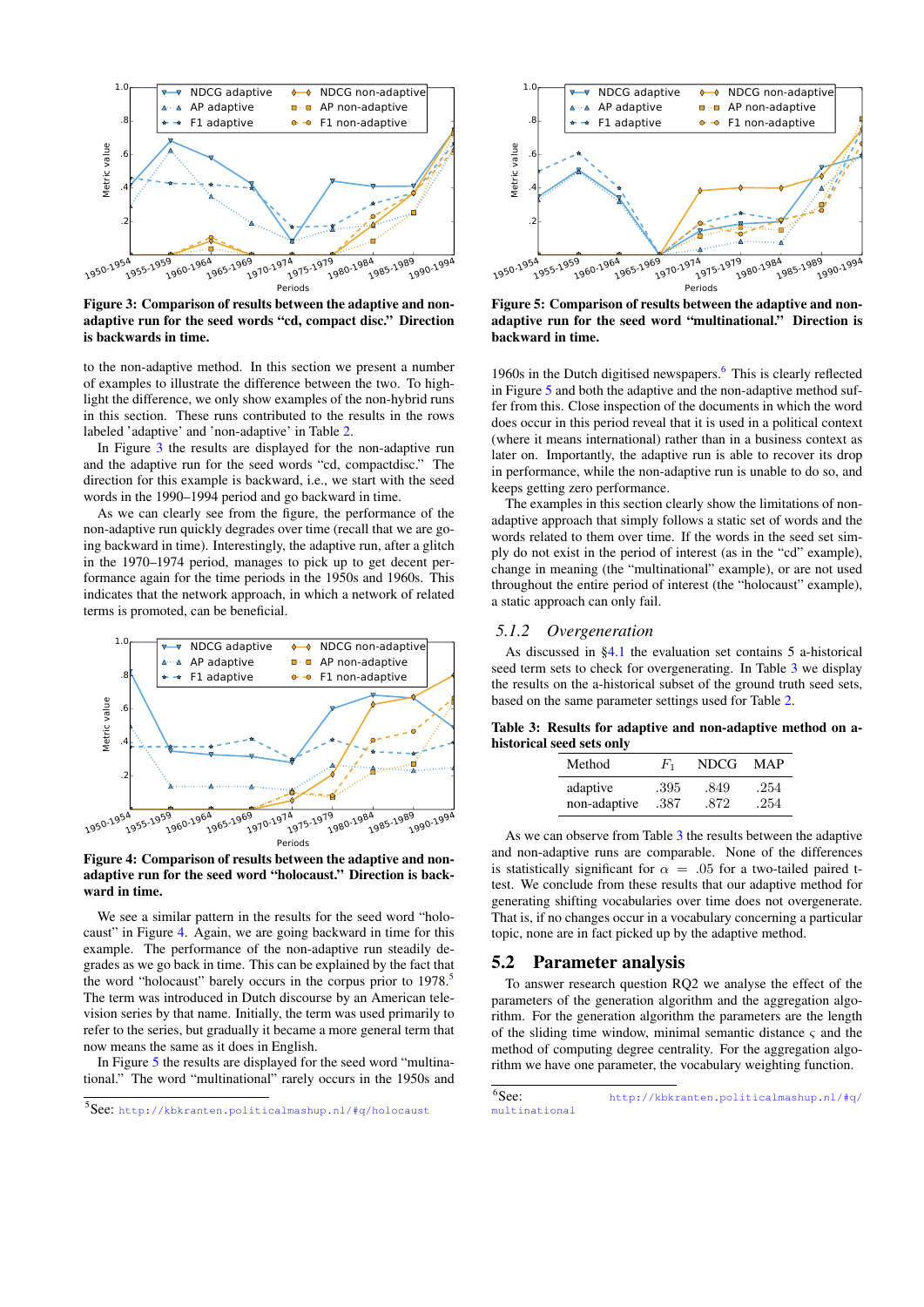**Figure 3: Comparison of results between the adaptive and non-adaptive run for the seed words "cd, compact disc." Direction is backwards in time.**

to the non-adaptive method. In this section we present a number of examples to illustrate the difference between the two. To highlight the difference, we only show examples of the non-hybrid runs in this section. These runs contributed to the results in the rows labeled 'adaptive' and 'non-adaptive' in Table 2.

In Figure 3 the results are displayed for the non-adaptive run and the adaptive run for the seed words "cd, compactdisc." The direction for this example is backward, i.e., we start with the seed words in the 1990–1994 period and go backward in time.

As we can clearly see from the figure, the performance of the non-adaptive run quickly degrades over time (recall that we are going backward in time). Interestingly, the adaptive run, after a glitch in the 1970–1974 period, manages to pick up to get decent performance again for the time periods in the 1950s and 1960s. This indicates that the network approach, in which a network of related terms is promoted, can be beneficial.

**Figure 4: Comparison of results between the adaptive and non-adaptive run for the seed word "holocaust." Direction is backward in time.**

We see a similar pattern in the results for the seed word "holocaust" in Figure 4. Again, we are going backward in time for this example. The performance of the non-adaptive run steadily degrades as we go back in time. This can be explained by the fact that the word "holocaust" barely occurs in the corpus prior to 1978.[5] The term was introduced in Dutch discourse by an American television series by that name. Initially, the term was used primarily to refer to the series, but gradually it became a more general term that now means the same as it does in English.

In Figure 5 the results are displayed for the seed word "multinational." The word "multinational" rarely occurs in the 1950s and

[5] See: http://kbkranten.politicalmashup.nl/#q/holocaust

**Figure 5: Comparison of results between the adaptive and non-adaptive run for the seed word "multinational." Direction is backward in time.**

1960s in the Dutch digitised newspapers.[6] This is clearly reflected in Figure 5 and both the adaptive and the non-adaptive method suffer from this. Close inspection of the documents in which the word does occur in this period reveal that it is used in a political context (where it means international) rather than in a business context as later on. Importantly, the adaptive run is able to recover its drop in performance, while the non-adaptive run is unable to do so, and keeps getting zero performance.

The examples in this section clearly show the limitations of non-adaptive approach that simply follows a static set of words and the words related to them over time. If the words in the seed set simply do not exist in the period of interest (as in the "cd" example), change in meaning (the "multinational" example), or are not used throughout the entire period of interest (the "holocaust" example), a static approach can only fail.

### 5.1.2 Overgeneration

As discussed in §4.1 the evaluation set contains 5 a-historical seed term sets to check for overgenerating. In Table 3 we display the results on the a-historical subset of the ground truth seed sets, based on the same parameter settings used for Table 2.

**Table 3: Results for adaptive and non-adaptive method on a-historical seed sets only**

| Method | $F_1$ | NDCG | MAP |
|---|---|---|---|
| adaptive | .395 | .849 | .254 |
| non-adaptive | .387 | .872 | .254 |

As we can observe from Table 3 the results between the adaptive and non-adaptive runs are comparable. None of the differences is statistically significant for $\alpha = .05$ for a two-tailed paired t-test. We conclude from these results that our adaptive method for generating shifting vocabularies over time does not overgenerate. That is, if no changes occur in a vocabulary concerning a particular topic, none are in fact picked up by the adaptive method.

## 5.2 Parameter analysis

To answer research question RQ2 we analyse the effect of the parameters of the generation algorithm and the aggregation algorithm. For the generation algorithm the parameters are the length of the sliding time window, minimal semantic distance $\varsigma$ and the method of computing degree centrality. For the aggregation algorithm we have one parameter, the vocabulary weighting function.

[6] See: http://kbkranten.politicalmashup.nl/#q/multinational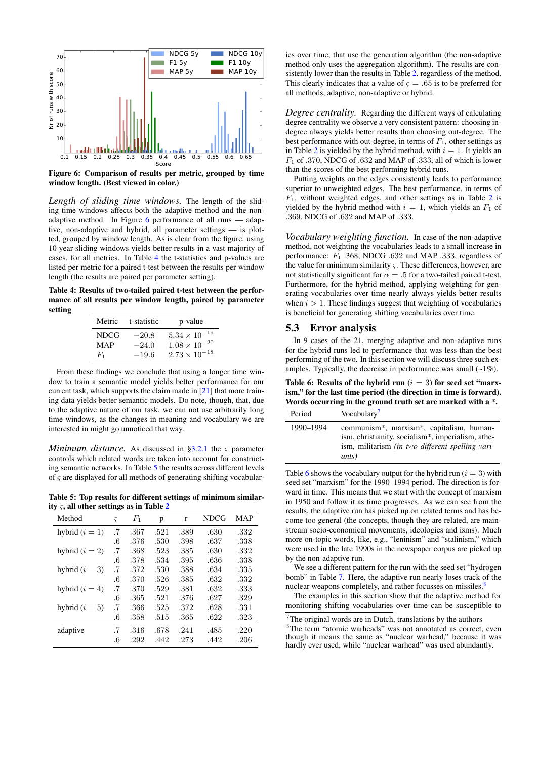Figure 6: Comparison of results per metric, grouped by time window length. (Best viewed in color.)

*Length of sliding time windows.* The length of the sliding time windows affects both the adaptive method and the non-adaptive method. In Figure 6 performance of all runs — adaptive, non-adaptive and hybrid, all parameter settings — is plotted, grouped by window length. As is clear from the figure, using 10 year sliding windows yields better results in a vast majority of cases, for all metrics. In Table 4 the t-statistics and p-values are listed per metric for a paired t-test between the results per window length (the results are paired per parameter setting).

**Table 4: Results of two-tailed paired t-test between the performance of all results per window length, paired by parameter setting**

| Metric | t-statistic | p-value |
|---|---|---|
| NDCG | $-20.8$ | $5.34 \times 10^{-19}$ |
| MAP | $-24.0$ | $1.08 \times 10^{-20}$ |
| $F_1$ | $-19.6$ | $2.73 \times 10^{-18}$ |

From these findings we conclude that using a longer time window to train a semantic model yields better performance for our current task, which supports the claim made in [21] that more training data yields better semantic models. Do note, though, that, due to the adaptive nature of our task, we can not use arbitrarily long time windows, as the changes in meaning and vocabulary we are interested in might go unnoticed that way.

*Minimum distance.* As discussed in §3.2.1 the $\varsigma$ parameter controls which related words are taken into account for constructing semantic networks. In Table 5 the results across different levels of $\varsigma$ are displayed for all methods of generating shifting vocabularies over time, that use the generation algorithm (the non-adaptive method only uses the aggregation algorithm). The results are consistently lower than the results in Table 2, regardless of the method. This clearly indicates that a value of $\varsigma = .65$ is to be preferred for all methods, adaptive, non-adaptive or hybrid.

**Table 5: Top results for different settings of minimum similarity $\varsigma$, all other settings as in Table 2**

| Method | $\varsigma$ | $F_1$ | p | r | NDCG | MAP |
|---|---|---|---|---|---|---|
| hybrid ($i = 1$) | .7 | .367 | .521 | .389 | .630 | .332 |
| | .6 | .376 | .530 | .398 | .637 | .338 |
| hybrid ($i = 2$) | .7 | .368 | .523 | .385 | .630 | .332 |
| | .6 | .378 | .534 | .395 | .636 | .338 |
| hybrid ($i = 3$) | .7 | .372 | .530 | .388 | .634 | .335 |
| | .6 | .370 | .526 | .385 | .632 | .332 |
| hybrid ($i = 4$) | .7 | .370 | .529 | .381 | .632 | .333 |
| | .6 | .365 | .521 | .376 | .627 | .329 |
| hybrid ($i = 5$) | .7 | .366 | .525 | .372 | .628 | .331 |
| | .6 | .358 | .515 | .365 | .622 | .323 |
| adaptive | .7 | .316 | .678 | .241 | .485 | .220 |
| | .6 | .292 | .442 | .273 | .442 | .206 |

*Degree centrality.* Regarding the different ways of calculating degree centrality we observe a very consistent pattern: choosing in-degree always yields better results than choosing out-degree. The best performance with out-degree, in terms of $F_1$, other settings as in Table 2 is yielded by the hybrid method, with $i = 1$. It yields an $F_1$ of .370, NDCG of .632 and MAP of .333, all of which is lower than the scores of the best performing hybrid runs.

Putting weights on the edges consistently leads to performance superior to unweighted edges. The best performance, in terms of $F_1$, without weighted edges, and other settings as in Table 2 is yielded by the hybrid method with $i = 1$, which yields an $F_1$ of .369, NDCG of .632 and MAP of .333.

*Vocabulary weighting function.* In case of the non-adaptive method, not weighting the vocabularies leads to a small increase in performance: $F_1$ .368, NDCG .632 and MAP .333, regardless of the value for minimum similarity $\varsigma$. These differences, however, are not statistically significant for $\alpha = .5$ for a two-tailed paired t-test. Furthermore, for the hybrid method, applying weighting for generating vocabularies over time nearly always yields better results when $i > 1$. These findings suggest that weighting of vocabularies is beneficial for generating shifting vocabularies over time.

## 5.3 Error analysis

In 9 cases of the 21, merging adaptive and non-adaptive runs for the hybrid runs led to performance that was less than the best performing of the two. In this section we will discuss three such examples. Typically, the decrease in performance was small (~1%).

**Table 6: Results of the hybrid run ($i = 3$) for seed set "marxism," for the last time period (the direction in time is forward). Words occurring in the ground truth set are marked with a *.**

| Period | Vocabulary[7] |
|---|---|
| 1990–1994 | communism*, marxism*, capitalism, humanism, christianity, socialism*, imperialism, atheism, militarism *(in two different spelling variants)* |

Table 6 shows the vocabulary output for the hybrid run ($i = 3$) with seed set "marxism" for the 1990–1994 period. The direction is forward in time. This means that we start with the concept of marxism in 1950 and follow it as time progresses. As we can see from the results, the adaptive run has picked up on related terms and has become too general (the concepts, though they are related, are mainstream socio-economical movements, ideologies and isms). Much more on-topic words, like, e.g., "leninism" and "stalinism," which were used in the late 1990s in the newspaper corpus are picked up by the non-adaptive run.

We see a different pattern for the run with the seed set "hydrogen bomb" in Table 7. Here, the adaptive run nearly loses track of the nuclear weapons completely, and rather focusses on missiles.[8]

The examples in this section show that the adaptive method for monitoring shifting vocabularies over time can be susceptible to

[7] The original words are in Dutch, translations by the authors

[8] The term "atomic warheads" was not annotated as correct, even though it means the same as "nuclear warhead," because it was hardly ever used, while "nuclear warhead" was used abundantly.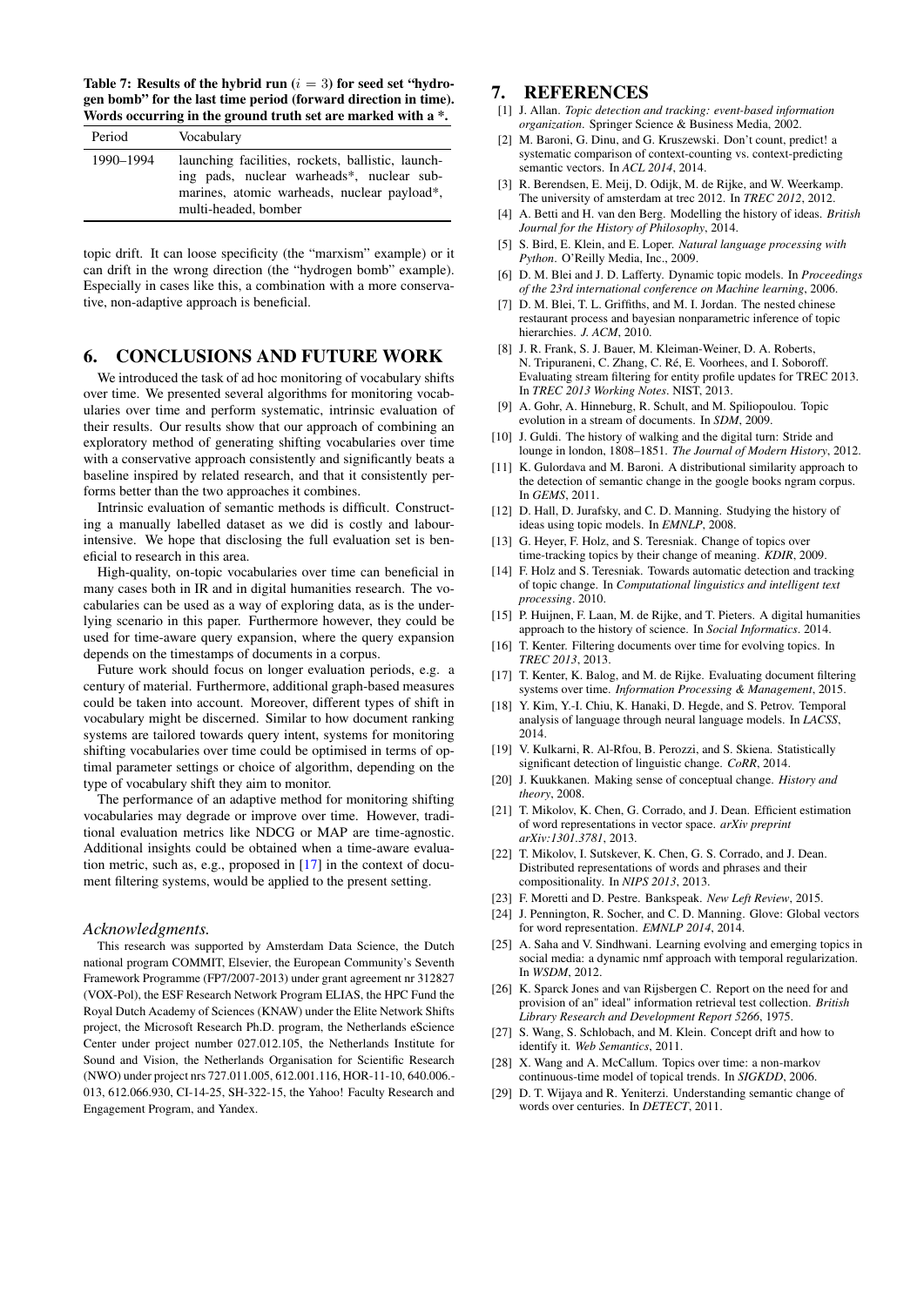**Table 7: Results of the hybrid run ($i = 3$) for seed set "hydrogen bomb" for the last time period (forward direction in time). Words occurring in the ground truth set are marked with a *.**

| Period | Vocabulary |
|---|---|
| 1990–1994 | launching facilities, rockets, ballistic, launching pads, nuclear warheads*, nuclear submarines, atomic warheads, nuclear payload*, multi-headed, bomber |

topic drift. It can loose specificity (the "marxism" example) or it can drift in the wrong direction (the "hydrogen bomb" example). Especially in cases like this, a combination with a more conservative, non-adaptive approach is beneficial.

## 6. CONCLUSIONS AND FUTURE WORK

We introduced the task of ad hoc monitoring of vocabulary shifts over time. We presented several algorithms for monitoring vocabularies over time and perform systematic, intrinsic evaluation of their results. Our results show that our approach of combining an exploratory method of generating shifting vocabularies over time with a conservative approach consistently and significantly beats a baseline inspired by related research, and that it consistently performs better than the two approaches it combines.

Intrinsic evaluation of semantic methods is difficult. Constructing a manually labelled dataset as we did is costly and labour-intensive. We hope that disclosing the full evaluation set is beneficial to research in this area.

High-quality, on-topic vocabularies over time can beneficial in many cases both in IR and in digital humanities research. The vocabularies can be used as a way of exploring data, as is the underlying scenario in this paper. Furthermore however, they could be used for time-aware query expansion, where the query expansion depends on the timestamps of documents in a corpus.

Future work should focus on longer evaluation periods, e.g. a century of material. Furthermore, additional graph-based measures could be taken into account. Moreover, different types of shift in vocabulary might be discerned. Similar to how document ranking systems are tailored towards query intent, systems for monitoring shifting vocabularies over time could be optimised in terms of optimal parameter settings or choice of algorithm, depending on the type of vocabulary shift they aim to monitor.

The performance of an adaptive method for monitoring shifting vocabularies may degrade or improve over time. However, traditional evaluation metrics like NDCG or MAP are time-agnostic. Additional insights could be obtained when a time-aware evaluation metric, such as, e.g., proposed in [17] in the context of document filtering systems, would be applied to the present setting.

### *Acknowledgments.*

This research was supported by Amsterdam Data Science, the Dutch national program COMMIT, Elsevier, the European Community's Seventh Framework Programme (FP7/2007-2013) under grant agreement nr 312827 (VOX-Pol), the ESF Research Network Program ELIAS, the HPC Fund the Royal Dutch Academy of Sciences (KNAW) under the Elite Network Shifts project, the Microsoft Research Ph.D. program, the Netherlands eScience Center under project number 027.012.105, the Netherlands Institute for Sound and Vision, the Netherlands Organisation for Scientific Research (NWO) under project nrs 727.011.005, 612.001.116, HOR-11-10, 640.006.-013, 612.066.930, CI-14-25, SH-322-15, the Yahoo! Faculty Research and Engagement Program, and Yandex.

## 7. REFERENCES

[1] J. Allan. *Topic detection and tracking: event-based information organization*. Springer Science & Business Media, 2002.

[2] M. Baroni, G. Dinu, and G. Kruszewski. Don't count, predict! a systematic comparison of context-counting vs. context-predicting semantic vectors. In *ACL 2014*, 2014.

[3] R. Berendsen, E. Meij, D. Odijk, M. de Rijke, and W. Weerkamp. The university of amsterdam at trec 2012. In *TREC 2012*, 2012.

[4] A. Betti and H. van den Berg. Modelling the history of ideas. *British Journal for the History of Philosophy*, 2014.

[5] S. Bird, E. Klein, and E. Loper. *Natural language processing with Python*. O'Reilly Media, Inc., 2009.

[6] D. M. Blei and J. D. Lafferty. Dynamic topic models. In *Proceedings of the 23rd international conference on Machine learning*, 2006.

[7] D. M. Blei, T. L. Griffiths, and M. I. Jordan. The nested chinese restaurant process and bayesian nonparametric inference of topic hierarchies. *J. ACM*, 2010.

[8] J. R. Frank, S. J. Bauer, M. Kleiman-Weiner, D. A. Roberts, N. Tripuraneni, C. Zhang, C. Ré, E. Voorhees, and I. Soboroff. Evaluating stream filtering for entity profile updates for TREC 2013. In *TREC 2013 Working Notes*. NIST, 2013.

[9] A. Gohr, A. Hinneburg, R. Schult, and M. Spiliopoulou. Topic evolution in a stream of documents. In *SDM*, 2009.

[10] J. Guldi. The history of walking and the digital turn: Stride and lounge in london, 1808–1851. *The Journal of Modern History*, 2012.

[11] K. Gulordava and M. Baroni. A distributional similarity approach to the detection of semantic change in the google books ngram corpus. In *GEMS*, 2011.

[12] D. Hall, D. Jurafsky, and C. D. Manning. Studying the history of ideas using topic models. In *EMNLP*, 2008.

[13] G. Heyer, F. Holz, and S. Teresniak. Change of topics over time-tracking topics by their change of meaning. *KDIR*, 2009.

[14] F. Holz and S. Teresniak. Towards automatic detection and tracking of topic change. In *Computational linguistics and intelligent text processing*. 2010.

[15] P. Huijnen, F. Laan, M. de Rijke, and T. Pieters. A digital humanities approach to the history of science. In *Social Informatics*. 2014.

[16] T. Kenter. Filtering documents over time for evolving topics. In *TREC 2013*, 2013.

[17] T. Kenter, K. Balog, and M. de Rijke. Evaluating document filtering systems over time. *Information Processing & Management*, 2015.

[18] Y. Kim, Y.-I. Chiu, K. Hanaki, D. Hegde, and S. Petrov. Temporal analysis of language through neural language models. In *LACSS*, 2014.

[19] V. Kulkarni, R. Al-Rfou, B. Perozzi, and S. Skiena. Statistically significant detection of linguistic change. *CoRR*, 2014.

[20] J. Kuukkanen. Making sense of conceptual change. *History and theory*, 2008.

[21] T. Mikolov, K. Chen, G. Corrado, and J. Dean. Efficient estimation of word representations in vector space. *arXiv preprint arXiv:1301.3781*, 2013.

[22] T. Mikolov, I. Sutskever, K. Chen, G. S. Corrado, and J. Dean. Distributed representations of words and phrases and their compositionality. In *NIPS 2013*, 2013.

[23] F. Moretti and D. Pestre. Bankspeak. *New Left Review*, 2015.

[24] J. Pennington, R. Socher, and C. D. Manning. Glove: Global vectors for word representation. *EMNLP 2014*, 2014.

[25] A. Saha and V. Sindhwani. Learning evolving and emerging topics in social media: a dynamic nmf approach with temporal regularization. In *WSDM*, 2012.

[26] K. Sparck Jones and van Rijsbergen C. Report on the need for and provision of an" ideal" information retrieval test collection. *British Library Research and Development Report 5266*, 1975.

[27] S. Wang, S. Schlobach, and M. Klein. Concept drift and how to identify it. *Web Semantics*, 2011.

[28] X. Wang and A. McCallum. Topics over time: a non-markov continuous-time model of topical trends. In *SIGKDD*, 2006.

[29] D. T. Wijaya and R. Yeniterzi. Understanding semantic change of words over centuries. In *DETECT*, 2011.